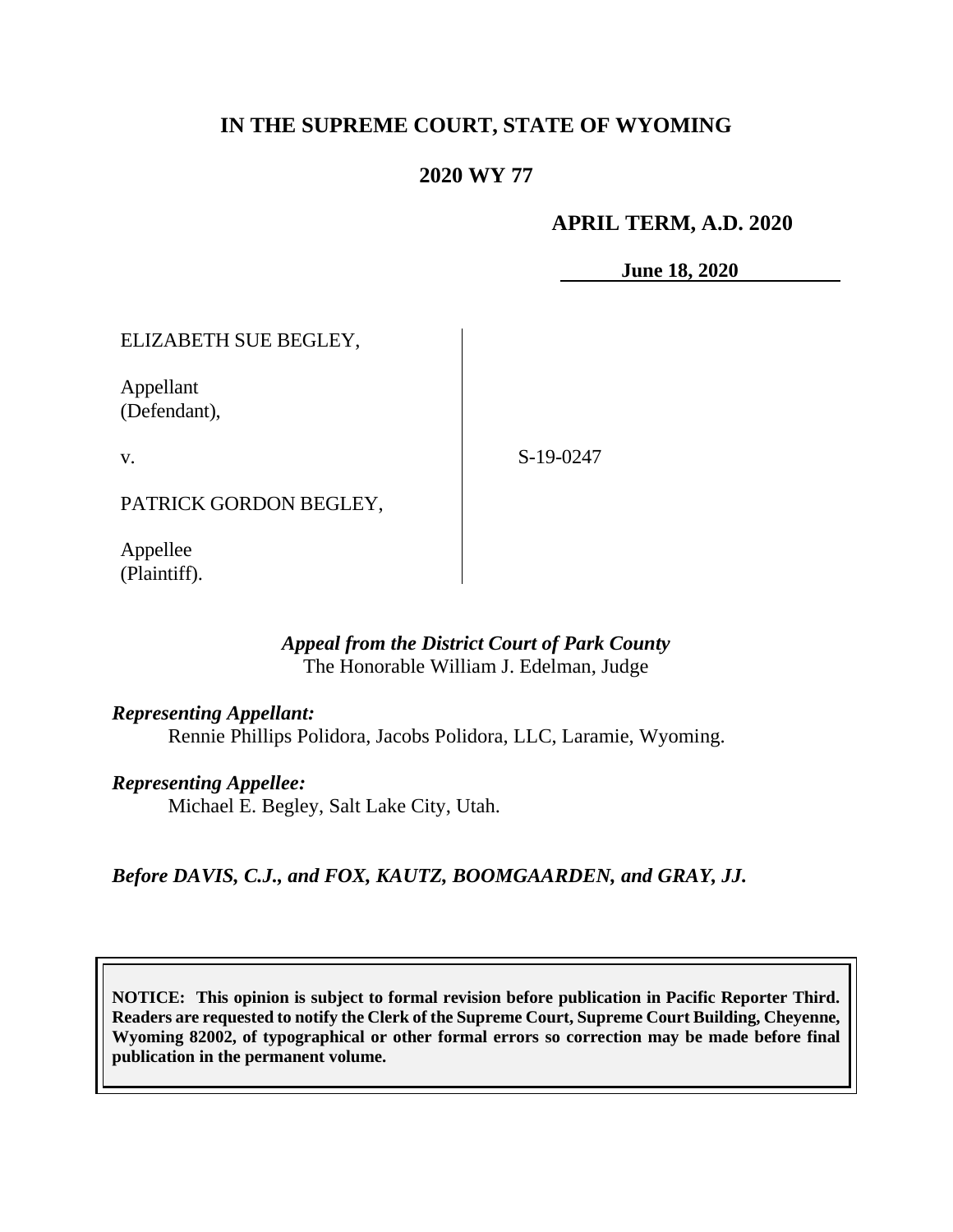# IN THE SUPREME COURT, STATE OF WYOMING

## 2020 WY 77

**APRIL TERM, A.D. 2020**

**June 18, 2020**

ELIZABETH SUE BEGLEY,

Appellant
(Defendant),

v.

PATRICK GORDON BEGLEY,

Appellee
(Plaintiff).

S-19-0247

*Appeal from the District Court of Park County*
The Honorable William J. Edelman, Judge

***Representing Appellant:***
Rennie Phillips Polidora, Jacobs Polidora, LLC, Laramie, Wyoming.

***Representing Appellee:***
Michael E. Begley, Salt Lake City, Utah.

***Before DAVIS, C.J., and FOX, KAUTZ, BOOMGAARDEN, and GRAY, JJ.***

**NOTICE: This opinion is subject to formal revision before publication in Pacific Reporter Third. Readers are requested to notify the Clerk of the Supreme Court, Supreme Court Building, Cheyenne, Wyoming 82002, of typographical or other formal errors so correction may be made before final publication in the permanent volume.**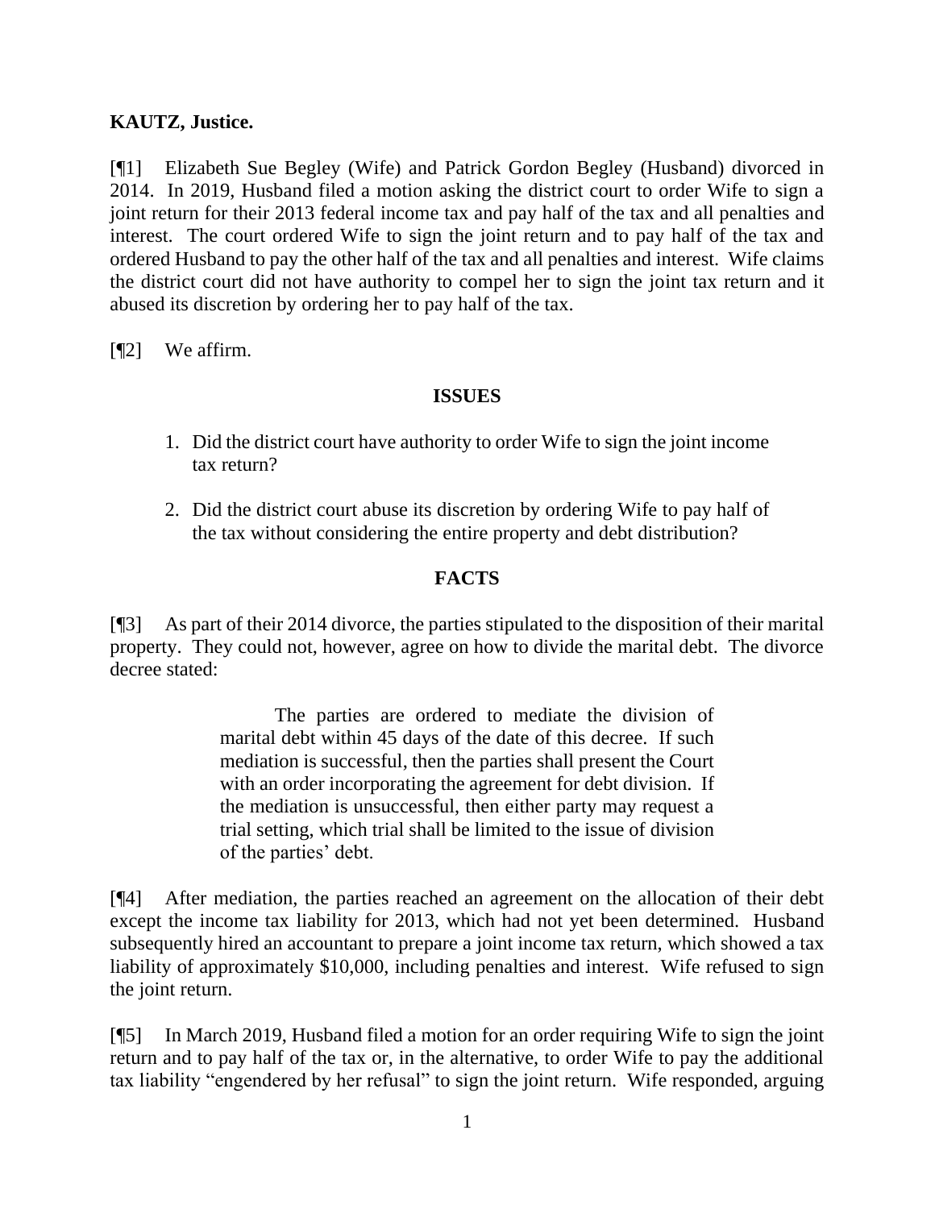**KAUTZ, Justice.**

[¶1] Elizabeth Sue Begley (Wife) and Patrick Gordon Begley (Husband) divorced in 2014. In 2019, Husband filed a motion asking the district court to order Wife to sign a joint return for their 2013 federal income tax and pay half of the tax and all penalties and interest. The court ordered Wife to sign the joint return and to pay half of the tax and ordered Husband to pay the other half of the tax and all penalties and interest. Wife claims the district court did not have authority to compel her to sign the joint tax return and it abused its discretion by ordering her to pay half of the tax.

[¶2] We affirm.

## ISSUES

1. Did the district court have authority to order Wife to sign the joint income tax return?

2. Did the district court abuse its discretion by ordering Wife to pay half of the tax without considering the entire property and debt distribution?

## FACTS

[¶3] As part of their 2014 divorce, the parties stipulated to the disposition of their marital property. They could not, however, agree on how to divide the marital debt. The divorce decree stated:

> The parties are ordered to mediate the division of marital debt within 45 days of the date of this decree. If such mediation is successful, then the parties shall present the Court with an order incorporating the agreement for debt division. If the mediation is unsuccessful, then either party may request a trial setting, which trial shall be limited to the issue of division of the parties' debt.

[¶4] After mediation, the parties reached an agreement on the allocation of their debt except the income tax liability for 2013, which had not yet been determined. Husband subsequently hired an accountant to prepare a joint income tax return, which showed a tax liability of approximately $10,000, including penalties and interest. Wife refused to sign the joint return.

[¶5] In March 2019, Husband filed a motion for an order requiring Wife to sign the joint return and to pay half of the tax or, in the alternative, to order Wife to pay the additional tax liability "engendered by her refusal" to sign the joint return. Wife responded, arguing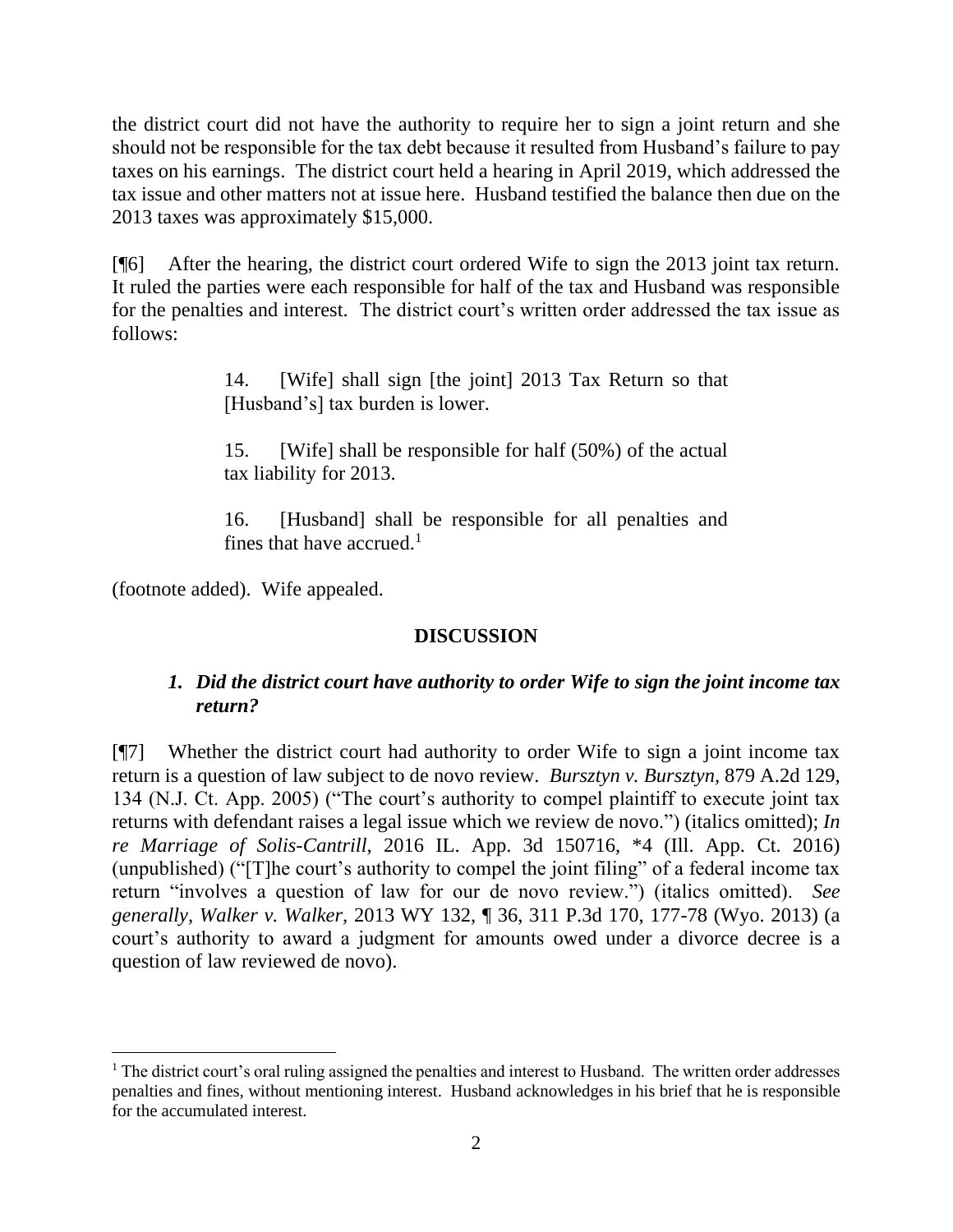the district court did not have the authority to require her to sign a joint return and she should not be responsible for the tax debt because it resulted from Husband's failure to pay taxes on his earnings. The district court held a hearing in April 2019, which addressed the tax issue and other matters not at issue here. Husband testified the balance then due on the 2013 taxes was approximately $15,000.

[¶6] After the hearing, the district court ordered Wife to sign the 2013 joint tax return. It ruled the parties were each responsible for half of the tax and Husband was responsible for the penalties and interest. The district court's written order addressed the tax issue as follows:

> 14. [Wife] shall sign [the joint] 2013 Tax Return so that [Husband's] tax burden is lower.
>
> 15. [Wife] shall be responsible for half (50%) of the actual tax liability for 2013.
>
> 16. [Husband] shall be responsible for all penalties and fines that have accrued.[1]

(footnote added). Wife appealed.

## DISCUSSION

### *1. Did the district court have authority to order Wife to sign the joint income tax return?*

[¶7] Whether the district court had authority to order Wife to sign a joint income tax return is a question of law subject to de novo review. *Bursztyn v. Bursztyn*, 879 A.2d 129, 134 (N.J. Ct. App. 2005) ("The court's authority to compel plaintiff to execute joint tax returns with defendant raises a legal issue which we review de novo.") (italics omitted); *In re Marriage of Solis-Cantrill*, 2016 IL. App. 3d 150716, \*4 (Ill. App. Ct. 2016) (unpublished) ("[T]he court's authority to compel the joint filing" of a federal income tax return "involves a question of law for our de novo review.") (italics omitted). *See generally*, *Walker v. Walker*, 2013 WY 132, ¶ 36, 311 P.3d 170, 177-78 (Wyo. 2013) (a court's authority to award a judgment for amounts owed under a divorce decree is a question of law reviewed de novo).

---

[1] The district court's oral ruling assigned the penalties and interest to Husband. The written order addresses penalties and fines, without mentioning interest. Husband acknowledges in his brief that he is responsible for the accumulated interest.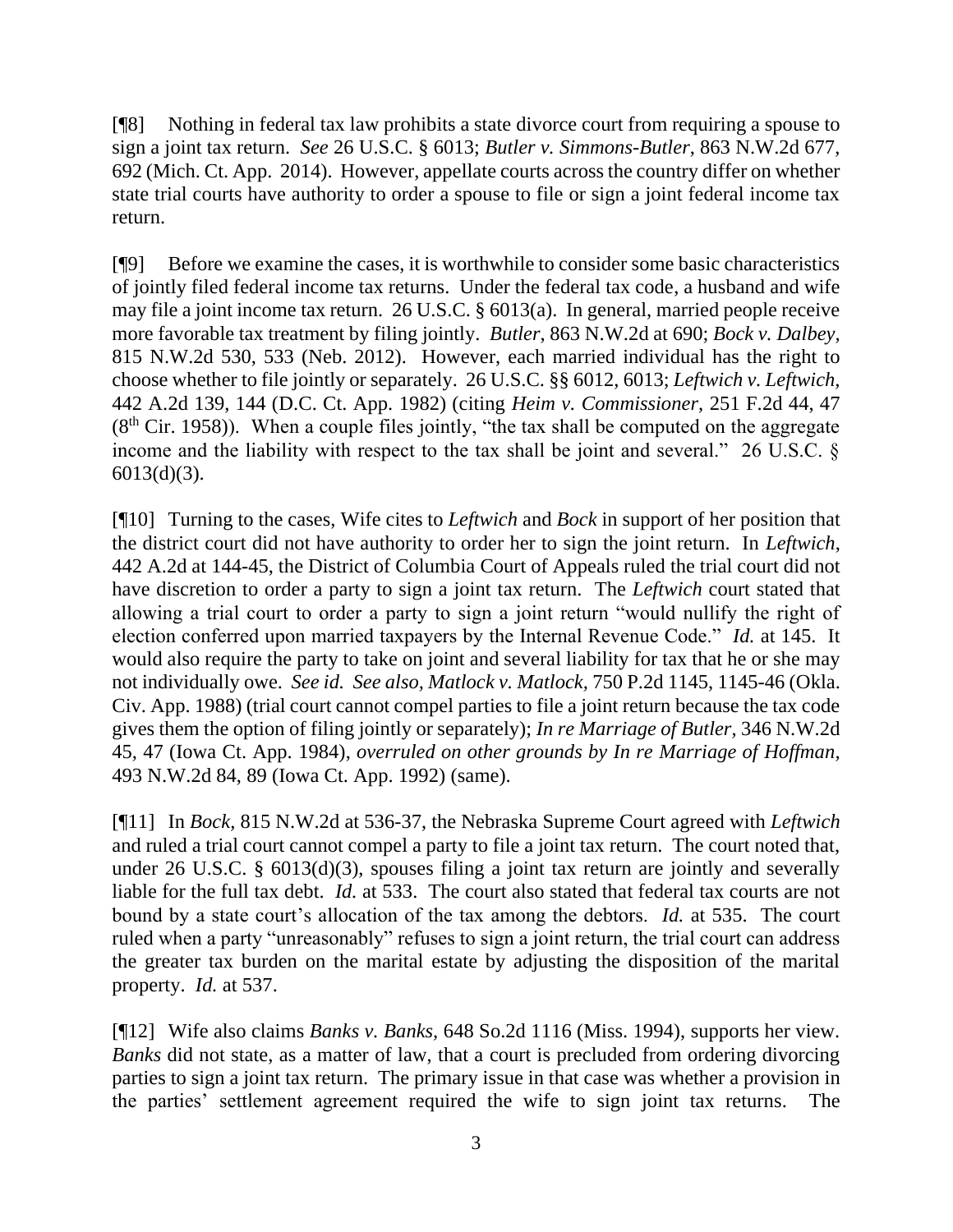[¶8] Nothing in federal tax law prohibits a state divorce court from requiring a spouse to sign a joint tax return. *See* 26 U.S.C. § 6013; *Butler v. Simmons-Butler*, 863 N.W.2d 677, 692 (Mich. Ct. App. 2014). However, appellate courts across the country differ on whether state trial courts have authority to order a spouse to file or sign a joint federal income tax return.

[¶9] Before we examine the cases, it is worthwhile to consider some basic characteristics of jointly filed federal income tax returns. Under the federal tax code, a husband and wife may file a joint income tax return. 26 U.S.C. § 6013(a). In general, married people receive more favorable tax treatment by filing jointly. *Butler*, 863 N.W.2d at 690; *Bock v. Dalbey*, 815 N.W.2d 530, 533 (Neb. 2012). However, each married individual has the right to choose whether to file jointly or separately. 26 U.S.C. §§ 6012, 6013; *Leftwich v. Leftwich*, 442 A.2d 139, 144 (D.C. Ct. App. 1982) (citing *Heim v. Commissioner*, 251 F.2d 44, 47 (8th Cir. 1958)). When a couple files jointly, "the tax shall be computed on the aggregate income and the liability with respect to the tax shall be joint and several." 26 U.S.C. § 6013(d)(3).

[¶10] Turning to the cases, Wife cites to *Leftwich* and *Bock* in support of her position that the district court did not have authority to order her to sign the joint return. In *Leftwich*, 442 A.2d at 144-45, the District of Columbia Court of Appeals ruled the trial court did not have discretion to order a party to sign a joint tax return. The *Leftwich* court stated that allowing a trial court to order a party to sign a joint return "would nullify the right of election conferred upon married taxpayers by the Internal Revenue Code." *Id.* at 145. It would also require the party to take on joint and several liability for tax that he or she may not individually owe. *See id. See also*, *Matlock v. Matlock*, 750 P.2d 1145, 1145-46 (Okla. Civ. App. 1988) (trial court cannot compel parties to file a joint return because the tax code gives them the option of filing jointly or separately); *In re Marriage of Butler*, 346 N.W.2d 45, 47 (Iowa Ct. App. 1984), *overruled on other grounds by In re Marriage of Hoffman*, 493 N.W.2d 84, 89 (Iowa Ct. App. 1992) (same).

[¶11] In *Bock*, 815 N.W.2d at 536-37, the Nebraska Supreme Court agreed with *Leftwich* and ruled a trial court cannot compel a party to file a joint tax return. The court noted that, under 26 U.S.C. § 6013(d)(3), spouses filing a joint tax return are jointly and severally liable for the full tax debt. *Id.* at 533. The court also stated that federal tax courts are not bound by a state court's allocation of the tax among the debtors. *Id.* at 535. The court ruled when a party "unreasonably" refuses to sign a joint return, the trial court can address the greater tax burden on the marital estate by adjusting the disposition of the marital property. *Id.* at 537.

[¶12] Wife also claims *Banks v. Banks*, 648 So.2d 1116 (Miss. 1994), supports her view. *Banks* did not state, as a matter of law, that a court is precluded from ordering divorcing parties to sign a joint tax return. The primary issue in that case was whether a provision in the parties' settlement agreement required the wife to sign joint tax returns. The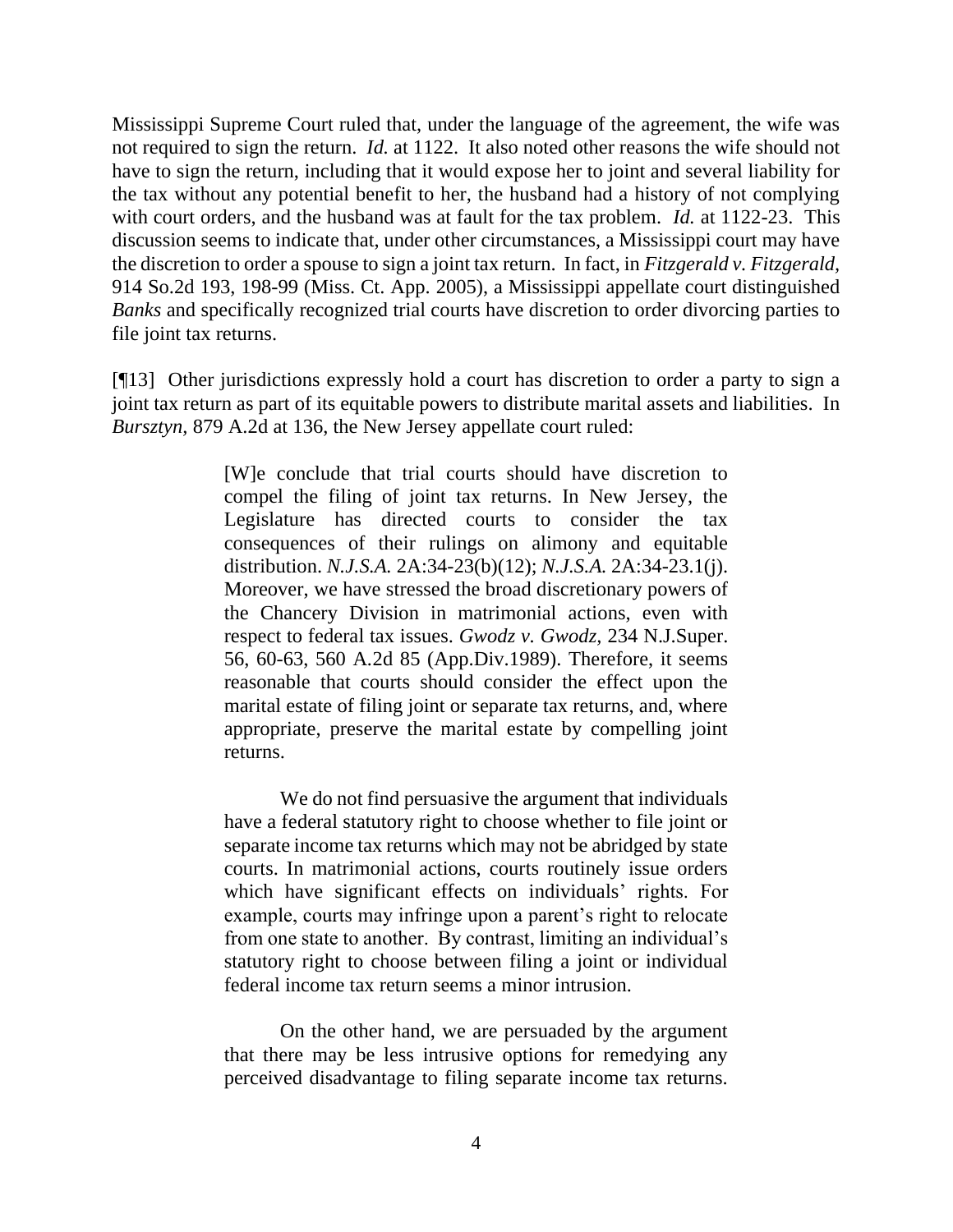Mississippi Supreme Court ruled that, under the language of the agreement, the wife was not required to sign the return. *Id.* at 1122. It also noted other reasons the wife should not have to sign the return, including that it would expose her to joint and several liability for the tax without any potential benefit to her, the husband had a history of not complying with court orders, and the husband was at fault for the tax problem. *Id.* at 1122-23. This discussion seems to indicate that, under other circumstances, a Mississippi court may have the discretion to order a spouse to sign a joint tax return. In fact, in *Fitzgerald v. Fitzgerald*, 914 So.2d 193, 198-99 (Miss. Ct. App. 2005), a Mississippi appellate court distinguished *Banks* and specifically recognized trial courts have discretion to order divorcing parties to file joint tax returns.

[¶13] Other jurisdictions expressly hold a court has discretion to order a party to sign a joint tax return as part of its equitable powers to distribute marital assets and liabilities. In *Bursztyn*, 879 A.2d at 136, the New Jersey appellate court ruled:

> [W]e conclude that trial courts should have discretion to compel the filing of joint tax returns. In New Jersey, the Legislature has directed courts to consider the tax consequences of their rulings on alimony and equitable distribution. *N.J.S.A.* 2A:34-23(b)(12); *N.J.S.A.* 2A:34-23.1(j). Moreover, we have stressed the broad discretionary powers of the Chancery Division in matrimonial actions, even with respect to federal tax issues. *Gwodz v. Gwodz*, 234 N.J.Super. 56, 60-63, 560 A.2d 85 (App.Div.1989). Therefore, it seems reasonable that courts should consider the effect upon the marital estate of filing joint or separate tax returns, and, where appropriate, preserve the marital estate by compelling joint returns.
>
> We do not find persuasive the argument that individuals have a federal statutory right to choose whether to file joint or separate income tax returns which may not be abridged by state courts. In matrimonial actions, courts routinely issue orders which have significant effects on individuals' rights. For example, courts may infringe upon a parent's right to relocate from one state to another. By contrast, limiting an individual's statutory right to choose between filing a joint or individual federal income tax return seems a minor intrusion.
>
> On the other hand, we are persuaded by the argument that there may be less intrusive options for remedying any perceived disadvantage to filing separate income tax returns.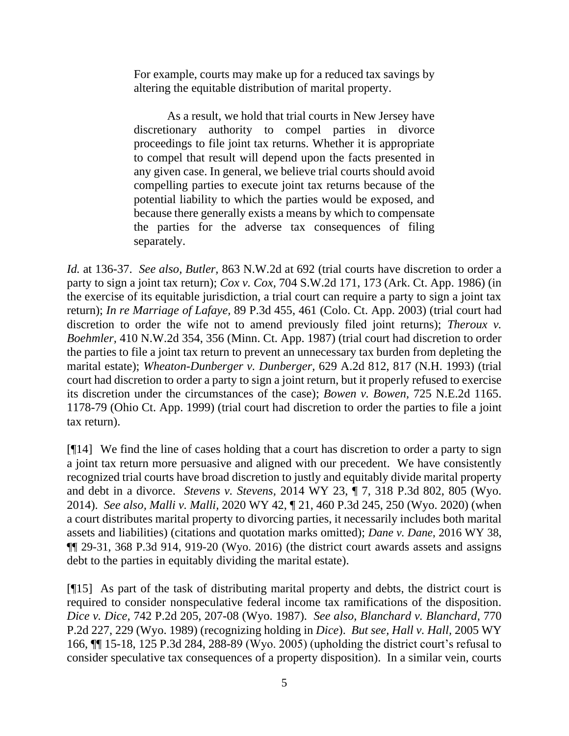> For example, courts may make up for a reduced tax savings by altering the equitable distribution of marital property.
>
> As a result, we hold that trial courts in New Jersey have discretionary authority to compel parties in divorce proceedings to file joint tax returns. Whether it is appropriate to compel that result will depend upon the facts presented in any given case. In general, we believe trial courts should avoid compelling parties to execute joint tax returns because of the potential liability to which the parties would be exposed, and because there generally exists a means by which to compensate the parties for the adverse tax consequences of filing separately.

*Id.* at 136-37. *See also*, *Butler*, 863 N.W.2d at 692 (trial courts have discretion to order a party to sign a joint tax return); *Cox v. Cox*, 704 S.W.2d 171, 173 (Ark. Ct. App. 1986) (in the exercise of its equitable jurisdiction, a trial court can require a party to sign a joint tax return); *In re Marriage of Lafaye*, 89 P.3d 455, 461 (Colo. Ct. App. 2003) (trial court had discretion to order the wife not to amend previously filed joint returns); *Theroux v. Boehmler*, 410 N.W.2d 354, 356 (Minn. Ct. App. 1987) (trial court had discretion to order the parties to file a joint tax return to prevent an unnecessary tax burden from depleting the marital estate); *Wheaton-Dunberger v. Dunberger*, 629 A.2d 812, 817 (N.H. 1993) (trial court had discretion to order a party to sign a joint return, but it properly refused to exercise its discretion under the circumstances of the case); *Bowen v. Bowen*, 725 N.E.2d 1165. 1178-79 (Ohio Ct. App. 1999) (trial court had discretion to order the parties to file a joint tax return).

[¶14] We find the line of cases holding that a court has discretion to order a party to sign a joint tax return more persuasive and aligned with our precedent. We have consistently recognized trial courts have broad discretion to justly and equitably divide marital property and debt in a divorce. *Stevens v. Stevens*, 2014 WY 23, ¶ 7, 318 P.3d 802, 805 (Wyo. 2014). *See also, Malli v. Malli*, 2020 WY 42, ¶ 21, 460 P.3d 245, 250 (Wyo. 2020) (when a court distributes marital property to divorcing parties, it necessarily includes both marital assets and liabilities) (citations and quotation marks omitted); *Dane v. Dane*, 2016 WY 38, ¶¶ 29-31, 368 P.3d 914, 919-20 (Wyo. 2016) (the district court awards assets and assigns debt to the parties in equitably dividing the marital estate).

[¶15] As part of the task of distributing marital property and debts, the district court is required to consider nonspeculative federal income tax ramifications of the disposition. *Dice v. Dice*, 742 P.2d 205, 207-08 (Wyo. 1987). *See also, Blanchard v. Blanchard*, 770 P.2d 227, 229 (Wyo. 1989) (recognizing holding in *Dice*). *But see, Hall v. Hall*, 2005 WY 166, ¶¶ 15-18, 125 P.3d 284, 288-89 (Wyo. 2005) (upholding the district court's refusal to consider speculative tax consequences of a property disposition). In a similar vein, courts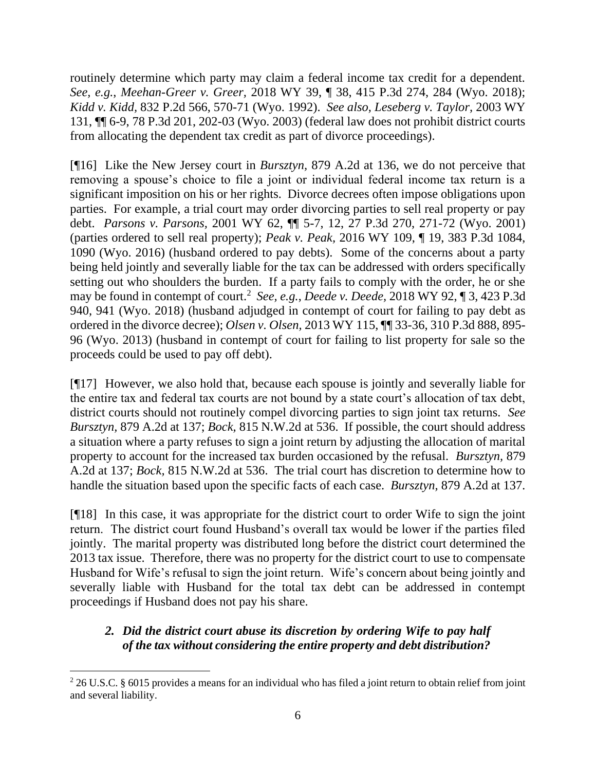routinely determine which party may claim a federal income tax credit for a dependent. *See, e.g., Meehan-Greer v. Greer,* 2018 WY 39, ¶ 38, 415 P.3d 274, 284 (Wyo. 2018); *Kidd v. Kidd,* 832 P.2d 566, 570-71 (Wyo. 1992). *See also, Leseberg v. Taylor,* 2003 WY 131, ¶¶ 6-9, 78 P.3d 201, 202-03 (Wyo. 2003) (federal law does not prohibit district courts from allocating the dependent tax credit as part of divorce proceedings).

[¶16] Like the New Jersey court in *Bursztyn,* 879 A.2d at 136, we do not perceive that removing a spouse's choice to file a joint or individual federal income tax return is a significant imposition on his or her rights. Divorce decrees often impose obligations upon parties. For example, a trial court may order divorcing parties to sell real property or pay debt. *Parsons v. Parsons,* 2001 WY 62, ¶¶ 5-7, 12, 27 P.3d 270, 271-72 (Wyo. 2001) (parties ordered to sell real property); *Peak v. Peak,* 2016 WY 109, ¶ 19, 383 P.3d 1084, 1090 (Wyo. 2016) (husband ordered to pay debts). Some of the concerns about a party being held jointly and severally liable for the tax can be addressed with orders specifically setting out who shoulders the burden. If a party fails to comply with the order, he or she may be found in contempt of court.[2] *See, e.g., Deede v. Deede,* 2018 WY 92, ¶ 3, 423 P.3d 940, 941 (Wyo. 2018) (husband adjudged in contempt of court for failing to pay debt as ordered in the divorce decree); *Olsen v. Olsen,* 2013 WY 115, ¶¶ 33-36, 310 P.3d 888, 895-96 (Wyo. 2013) (husband in contempt of court for failing to list property for sale so the proceeds could be used to pay off debt).

[¶17] However, we also hold that, because each spouse is jointly and severally liable for the entire tax and federal tax courts are not bound by a state court's allocation of tax debt, district courts should not routinely compel divorcing parties to sign joint tax returns. *See Bursztyn,* 879 A.2d at 137; *Bock,* 815 N.W.2d at 536. If possible, the court should address a situation where a party refuses to sign a joint return by adjusting the allocation of marital property to account for the increased tax burden occasioned by the refusal. *Bursztyn,* 879 A.2d at 137; *Bock,* 815 N.W.2d at 536. The trial court has discretion to determine how to handle the situation based upon the specific facts of each case. *Bursztyn,* 879 A.2d at 137.

[¶18] In this case, it was appropriate for the district court to order Wife to sign the joint return. The district court found Husband's overall tax would be lower if the parties filed jointly. The marital property was distributed long before the district court determined the 2013 tax issue. Therefore, there was no property for the district court to use to compensate Husband for Wife's refusal to sign the joint return. Wife's concern about being jointly and severally liable with Husband for the total tax debt can be addressed in contempt proceedings if Husband does not pay his share.

### *2. Did the district court abuse its discretion by ordering Wife to pay half of the tax without considering the entire property and debt distribution?*

---

[2] 26 U.S.C. § 6015 provides a means for an individual who has filed a joint return to obtain relief from joint and several liability.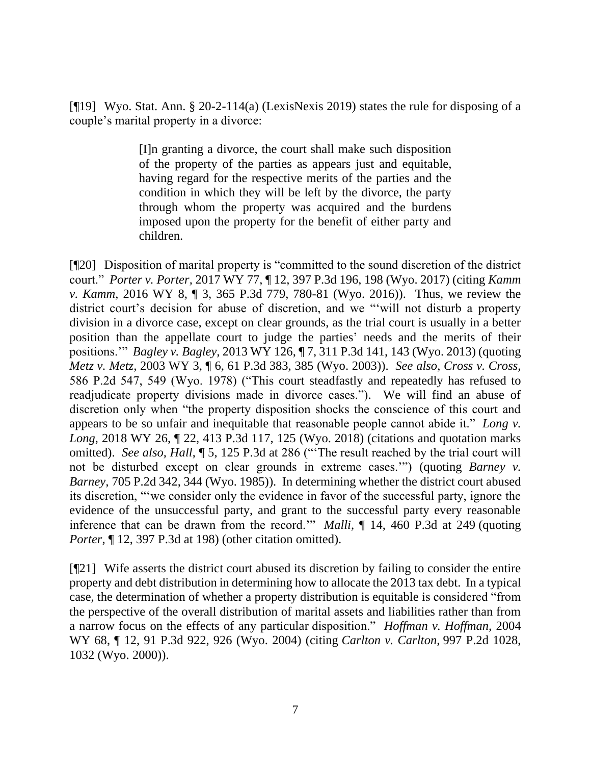[¶19] Wyo. Stat. Ann. § 20-2-114(a) (LexisNexis 2019) states the rule for disposing of a couple's marital property in a divorce:

> [I]n granting a divorce, the court shall make such disposition of the property of the parties as appears just and equitable, having regard for the respective merits of the parties and the condition in which they will be left by the divorce, the party through whom the property was acquired and the burdens imposed upon the property for the benefit of either party and children.

[¶20] Disposition of marital property is "committed to the sound discretion of the district court." *Porter v. Porter*, 2017 WY 77, ¶ 12, 397 P.3d 196, 198 (Wyo. 2017) (citing *Kamm v. Kamm*, 2016 WY 8, ¶ 3, 365 P.3d 779, 780-81 (Wyo. 2016)). Thus, we review the district court's decision for abuse of discretion, and we "'will not disturb a property division in a divorce case, except on clear grounds, as the trial court is usually in a better position than the appellate court to judge the parties' needs and the merits of their positions.'" *Bagley v. Bagley*, 2013 WY 126, ¶ 7, 311 P.3d 141, 143 (Wyo. 2013) (quoting *Metz v. Metz*, 2003 WY 3, ¶ 6, 61 P.3d 383, 385 (Wyo. 2003)). *See also*, *Cross v. Cross*, 586 P.2d 547, 549 (Wyo. 1978) ("This court steadfastly and repeatedly has refused to readjudicate property divisions made in divorce cases."). We will find an abuse of discretion only when "the property disposition shocks the conscience of this court and appears to be so unfair and inequitable that reasonable people cannot abide it." *Long v. Long*, 2018 WY 26, ¶ 22, 413 P.3d 117, 125 (Wyo. 2018) (citations and quotation marks omitted). *See also*, *Hall*, ¶ 5, 125 P.3d at 286 ("'The result reached by the trial court will not be disturbed except on clear grounds in extreme cases.'") (quoting *Barney v. Barney*, 705 P.2d 342, 344 (Wyo. 1985)). In determining whether the district court abused its discretion, "'we consider only the evidence in favor of the successful party, ignore the evidence of the unsuccessful party, and grant to the successful party every reasonable inference that can be drawn from the record.'" *Malli*, ¶ 14, 460 P.3d at 249 (quoting *Porter*, ¶ 12, 397 P.3d at 198) (other citation omitted).

[¶21] Wife asserts the district court abused its discretion by failing to consider the entire property and debt distribution in determining how to allocate the 2013 tax debt. In a typical case, the determination of whether a property distribution is equitable is considered "from the perspective of the overall distribution of marital assets and liabilities rather than from a narrow focus on the effects of any particular disposition." *Hoffman v. Hoffman*, 2004 WY 68, ¶ 12, 91 P.3d 922, 926 (Wyo. 2004) (citing *Carlton v. Carlton*, 997 P.2d 1028, 1032 (Wyo. 2000)).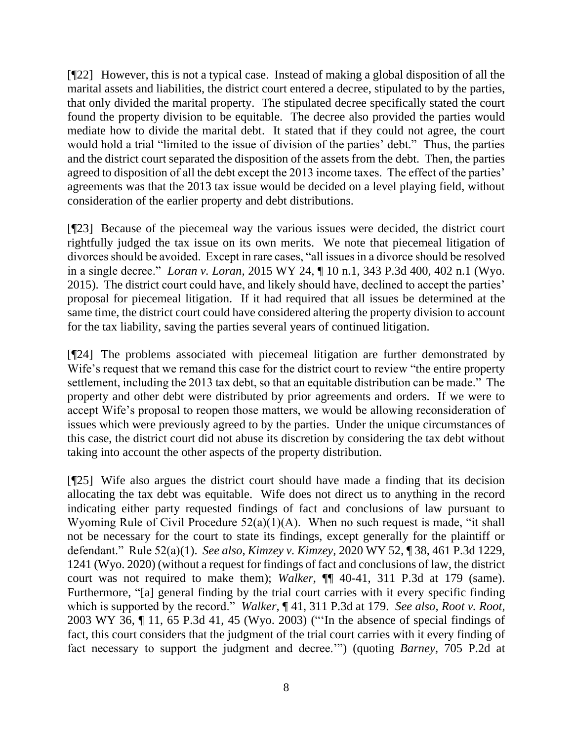[¶22] However, this is not a typical case. Instead of making a global disposition of all the marital assets and liabilities, the district court entered a decree, stipulated to by the parties, that only divided the marital property. The stipulated decree specifically stated the court found the property division to be equitable. The decree also provided the parties would mediate how to divide the marital debt. It stated that if they could not agree, the court would hold a trial "limited to the issue of division of the parties' debt." Thus, the parties and the district court separated the disposition of the assets from the debt. Then, the parties agreed to disposition of all the debt except the 2013 income taxes. The effect of the parties' agreements was that the 2013 tax issue would be decided on a level playing field, without consideration of the earlier property and debt distributions.

[¶23] Because of the piecemeal way the various issues were decided, the district court rightfully judged the tax issue on its own merits. We note that piecemeal litigation of divorces should be avoided. Except in rare cases, "all issues in a divorce should be resolved in a single decree." *Loran v. Loran*, 2015 WY 24, ¶ 10 n.1, 343 P.3d 400, 402 n.1 (Wyo. 2015). The district court could have, and likely should have, declined to accept the parties' proposal for piecemeal litigation. If it had required that all issues be determined at the same time, the district court could have considered altering the property division to account for the tax liability, saving the parties several years of continued litigation.

[¶24] The problems associated with piecemeal litigation are further demonstrated by Wife's request that we remand this case for the district court to review "the entire property settlement, including the 2013 tax debt, so that an equitable distribution can be made." The property and other debt were distributed by prior agreements and orders. If we were to accept Wife's proposal to reopen those matters, we would be allowing reconsideration of issues which were previously agreed to by the parties. Under the unique circumstances of this case, the district court did not abuse its discretion by considering the tax debt without taking into account the other aspects of the property distribution.

[¶25] Wife also argues the district court should have made a finding that its decision allocating the tax debt was equitable. Wife does not direct us to anything in the record indicating either party requested findings of fact and conclusions of law pursuant to Wyoming Rule of Civil Procedure 52(a)(1)(A). When no such request is made, "it shall not be necessary for the court to state its findings, except generally for the plaintiff or defendant." Rule 52(a)(1). *See also*, *Kimzey v. Kimzey*, 2020 WY 52, ¶ 38, 461 P.3d 1229, 1241 (Wyo. 2020) (without a request for findings of fact and conclusions of law, the district court was not required to make them); *Walker*, ¶¶ 40-41, 311 P.3d at 179 (same). Furthermore, "[a] general finding by the trial court carries with it every specific finding which is supported by the record." *Walker*, ¶ 41, 311 P.3d at 179. *See also*, *Root v. Root*, 2003 WY 36, ¶ 11, 65 P.3d 41, 45 (Wyo. 2003) ("'In the absence of special findings of fact, this court considers that the judgment of the trial court carries with it every finding of fact necessary to support the judgment and decree.'") (quoting *Barney*, 705 P.2d at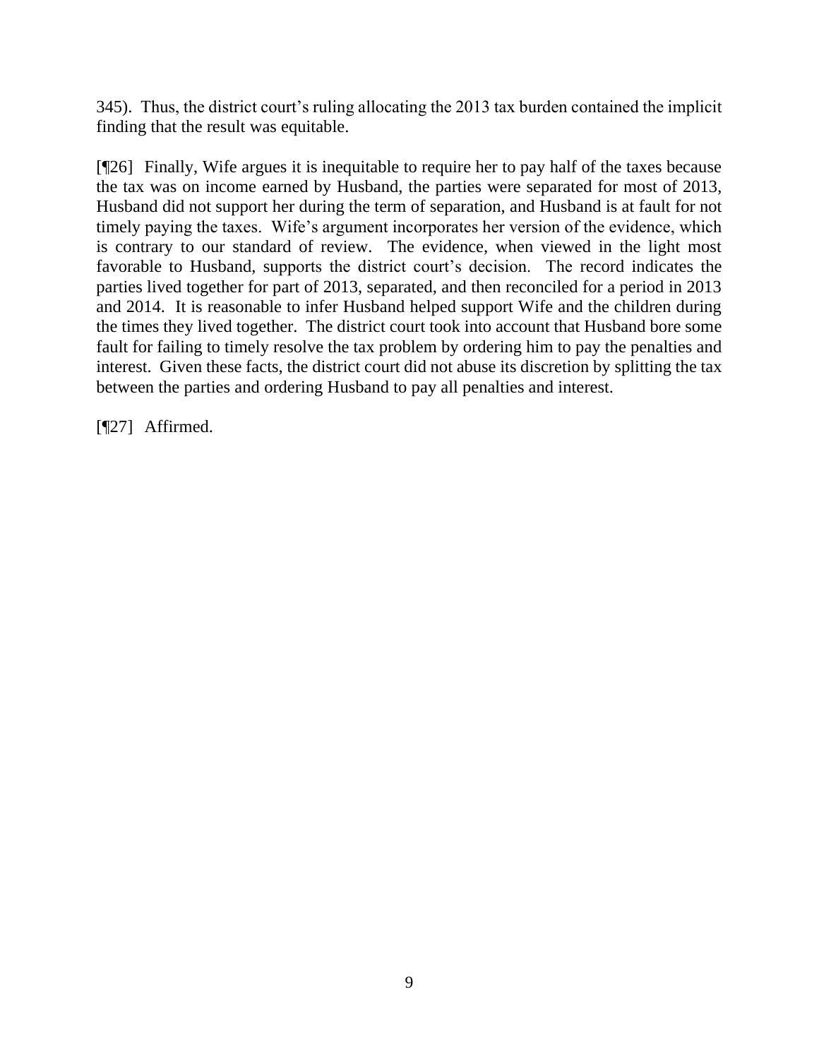345). Thus, the district court's ruling allocating the 2013 tax burden contained the implicit finding that the result was equitable.

[¶26] Finally, Wife argues it is inequitable to require her to pay half of the taxes because the tax was on income earned by Husband, the parties were separated for most of 2013, Husband did not support her during the term of separation, and Husband is at fault for not timely paying the taxes. Wife's argument incorporates her version of the evidence, which is contrary to our standard of review. The evidence, when viewed in the light most favorable to Husband, supports the district court's decision. The record indicates the parties lived together for part of 2013, separated, and then reconciled for a period in 2013 and 2014. It is reasonable to infer Husband helped support Wife and the children during the times they lived together. The district court took into account that Husband bore some fault for failing to timely resolve the tax problem by ordering him to pay the penalties and interest. Given these facts, the district court did not abuse its discretion by splitting the tax between the parties and ordering Husband to pay all penalties and interest.

[¶27] Affirmed.